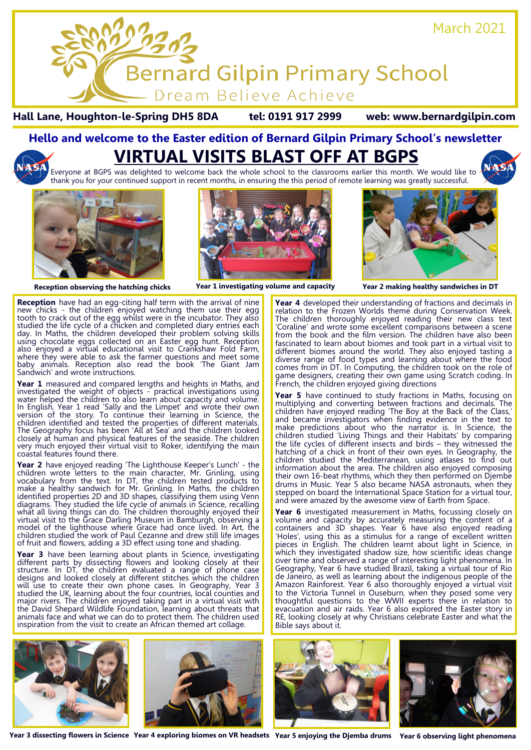March 2021

# Bernard Gilpin Primary School

Dream Believe Achieve

**Hall Lane, Houghton-le-Spring DH5 8DA** **tel: 0191 917 2999** **web: www.bernardgilpin.com**

## Hello and welcome to the Easter edition of Bernard Gilpin Primary School's newsletter

# VIRTUAL VISITS BLAST OFF AT BGPS

Everyone at BGPS was delighted to welcome back the whole school to the classrooms earlier this month. We would like to thank you for your continued support in recent months, in ensuring the this period of remote learning was greatly successful.

**Reception observing the hatching chicks**

**Year 1 investigating volume and capacity**

**Year 2 making healthy sandwiches in DT**

**Reception** have had an egg-citing half term with the arrival of nine new chicks - the children enjoyed watching them use their egg tooth to crack out of the egg whilst were in the incubator. They also studied the life cycle of a chicken and completed diary entries each day. In Maths, the children developed their problem solving skills using chocolate eggs collected on an Easter egg hunt. Reception also enjoyed a virtual educational visit to Crankshaw Fold Farm, where they were able to ask the farmer questions and meet some baby animals. Reception also read the book 'The Giant Jam Sandwich' and wrote instructions.

**Year 1** measured and compared lengths and heights in Maths, and investigated the weight of objects - practical investigations using water helped the children to also learn about capacity and volume. In English, Year 1 read 'Sally and the Limpet' and wrote their own version of the story. To continue their learning in Science, the children identified and tested the properties of different materials. The Geography focus has been 'All at Sea' and the children looked closely at human and physical features of the seaside. The children very much enjoyed their virtual visit to Roker, identifying the main coastal features found there.

**Year 2** have enjoyed reading 'The Lighthouse Keeper's Lunch' - the children wrote letters to the main character, Mr. Grinling, using vocabulary from the text. In DT, the children tested products to make a healthy sandwich for Mr. Grinling. In Maths, the children identified properties 2D and 3D shapes, classifying them using Venn diagrams. They studied the life cycle of animals in Science, recalling what all living things can do. The children thoroughly enjoyed their virtual visit to the Grace Darling Museum in Bamburgh, observing a model of the lighthouse where Grace had once lived. In Art, the children studied the work of Paul Cezanne and drew still life images of fruit and flowers, adding a 3D effect using tone and shading.

**Year 3** have been learning about plants in Science, investigating different parts by dissecting flowers and looking closely at their structure. In DT, the children evaluated a range of phone case designs and looked closely at different stitches which the children will use to create their own phone cases. In Geography, Year 3 studied the UK, learning about the four countries, local counties and major rivers. The children enjoyed taking part in a virtual visit with the David Shepard Wildlife Foundation, learning about threats that animals face and what we can do to protect them. The children used inspiration from the visit to create an African themed art collage.

**Year 4** developed their understanding of fractions and decimals in relation to the Frozen Worlds theme during Conservation Week. The children thoroughly enjoyed reading their new class text 'Coraline' and wrote some excellent comparisons between a scene from the book and the film version. The children have also been fascinated to learn about biomes and took part in a virtual visit to different biomes around the world. They also enjoyed tasting a diverse range of food types and learning about where the food comes from in DT. In Computing, the children took on the role of game designers, creating their own game using Scratch coding. In French, the children enjoyed giving directions

**Year 5** have continued to study fractions in Maths, focusing on multiplying and converting between fractions and decimals. The children have enjoyed reading 'The Boy at the Back of the Class,' and became investigators when finding evidence in the text to make predictions about who the narrator is. In Science, the children studied 'Living Things and their Habitats' by comparing the life cycles of different insects and birds – they witnessed the hatching of a chick in front of their own eyes. In Geography, the children studied the Mediterranean, using atlases to find out information about the area. The children also enjoyed composing their own 16-beat rhythms, which they then performed on Djembe drums in Music. Year 5 also became NASA astronauts, when they stepped on board the International Space Station for a virtual tour, and were amazed by the awesome view of Earth from Space.

**Year 6** investigated measurement in Maths, focussing closely on volume and capacity by accurately measuring the content of a containers and 3D shapes. Year 6 have also enjoyed reading 'Holes', using this as a stimulus for a range of excellent written pieces in English. The children learnt about light in Science, in which they investigated shadow size, how scientific ideas change over time and observed a range of interesting light phenomena. In Geography, Year 6 have studied Brazil, taking a virtual tour of Rio de Janeiro, as well as learning about the indigenous people of the Amazon Rainforest. Year 6 also thoroughly enjoyed a virtual visit to the Victoria Tunnel in Ouseburn, when they posed some very thoughtful questions to the WWII experts there in relation to evacuation and air raids. Year 6 also explored the Easter story in RE, looking closely at why Christians celebrate Easter and what the Bible says about it.

**Year 3 dissecting flowers in Science**

**Year 4 exploring biomes on VR headsets**

**Year 5 enjoying the Djemba drums**

**Year 6 observing light phenomena**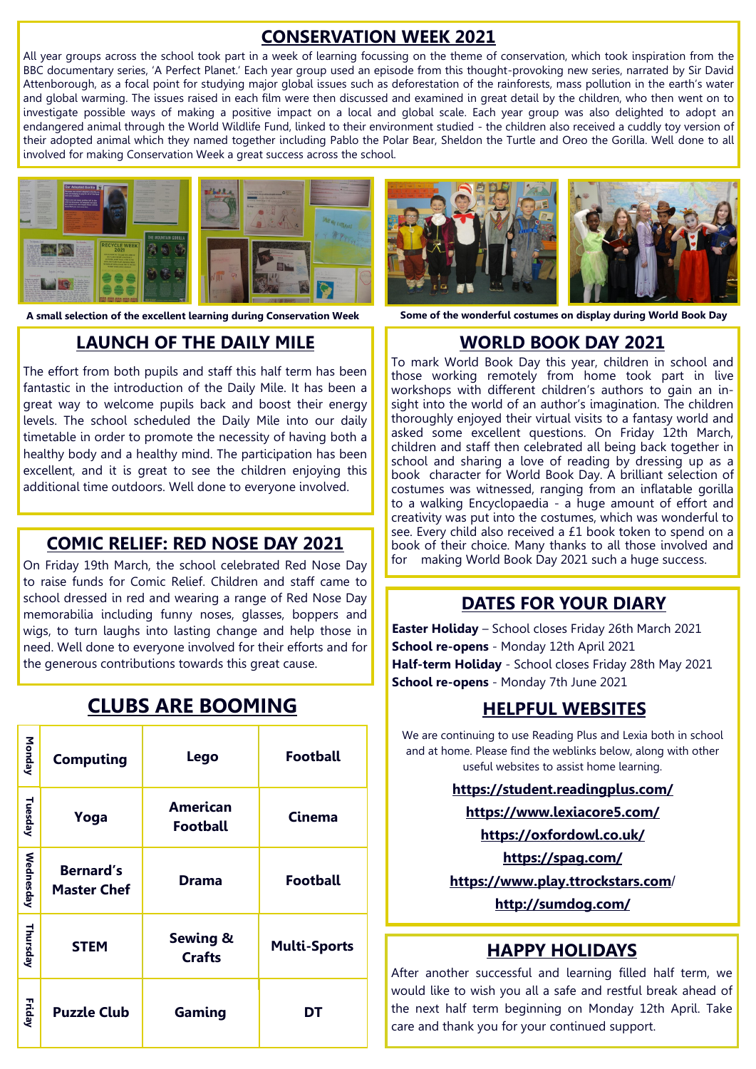## CONSERVATION WEEK 2021

All year groups across the school took part in a week of learning focussing on the theme of conservation, which took inspiration from the BBC documentary series, 'A Perfect Planet.' Each year group used an episode from this thought-provoking new series, narrated by Sir David Attenborough, as a focal point for studying major global issues such as deforestation of the rainforests, mass pollution in the earth's water and global warming. The issues raised in each film were then discussed and examined in great detail by the children, who then went on to investigate possible ways of making a positive impact on a local and global scale. Each year group was also delighted to adopt an endangered animal through the World Wildlife Fund, linked to their environment study - the children also received a cuddly toy version of their adopted animal which they named together including Pablo the Polar Bear, Sheldon the Turtle and Oreo the Gorilla. Well done to all involved for making Conservation Week a great success across the school.

**A small selection of the excellent learning during Conservation Week**

**Some of the wonderful costumes on display during World Book Day**

## LAUNCH OF THE DAILY MILE

The effort from both pupils and staff this half term has been fantastic in the introduction of the Daily Mile. It has been a great way to welcome pupils back and boost their energy levels. The school scheduled the Daily Mile into our daily timetable in order to promote the necessity of having both a healthy body and a healthy mind. The participation has been excellent, and it is great to see the children enjoying this additional time outdoors. Well done to everyone involved.

## COMIC RELIEF: RED NOSE DAY 2021

On Friday 19th March, the school celebrated Red Nose Day to raise funds for Comic Relief. Children and staff came to school dressed in red and wearing a range of Red Nose Day memorabilia including funny noses, glasses, boppers and wigs, to turn laughs into lasting change and help those in need. Well done to everyone involved for their efforts and for the generous contributions towards this great cause.

## CLUBS ARE BOOMING

| | | | |
|---|---|---|---|
| Monday | **Computing** | **Lego** | **Football** |
| Tuesday | **Yoga** | **American Football** | **Cinema** |
| Wednesday | **Bernard's Master Chef** | **Drama** | **Football** |
| Thursday | **STEM** | **Sewing & Crafts** | **Multi-Sports** |
| Friday | **Puzzle Club** | **Gaming** | **DT** |

## WORLD BOOK DAY 2021

To mark World Book Day this year, children in school and those working remotely from home took part in live workshops with different children's authors to gain an in-sight into the world of an author's imagination. The children thoroughly enjoyed their virtual visits to a fantasy world and asked some excellent questions. On Friday 12th March, children and staff then celebrated all being back together in school and sharing a love of reading by dressing up as a book character for World Book Day. A brilliant selection of costumes was witnessed, ranging from an inflatable gorilla to a walking Encyclopaedia - a huge amount of effort and creativity was put into the costumes, which was wonderful to see. Every child also received a £1 book token to spend on a book of their choice. Many thanks to all those involved and for making World Book Day 2021 such a huge success.

## DATES FOR YOUR DIARY

**Easter Holiday** – School closes Friday 26th March 2021
**School re-opens** - Monday 12th April 2021
**Half-term Holiday** - School closes Friday 28th May 2021
**School re-opens** - Monday 7th June 2021

## HELPFUL WEBSITES

We are continuing to use Reading Plus and Lexia both in school and at home. Please find the weblinks below, along with other useful websites to assist home learning.

**https://student.readingplus.com/**

**https://www.lexiacore5.com/**

**https://oxfordowl.co.uk/**

**https://spag.com/**

**https://www.play.ttrockstars.com/**

**http://sumdog.com/**

## HAPPY HOLIDAYS

After another successful and learning filled half term, we would like to wish you all a safe and restful break ahead of the next half term beginning on Monday 12th April. Take care and thank you for your continued support.